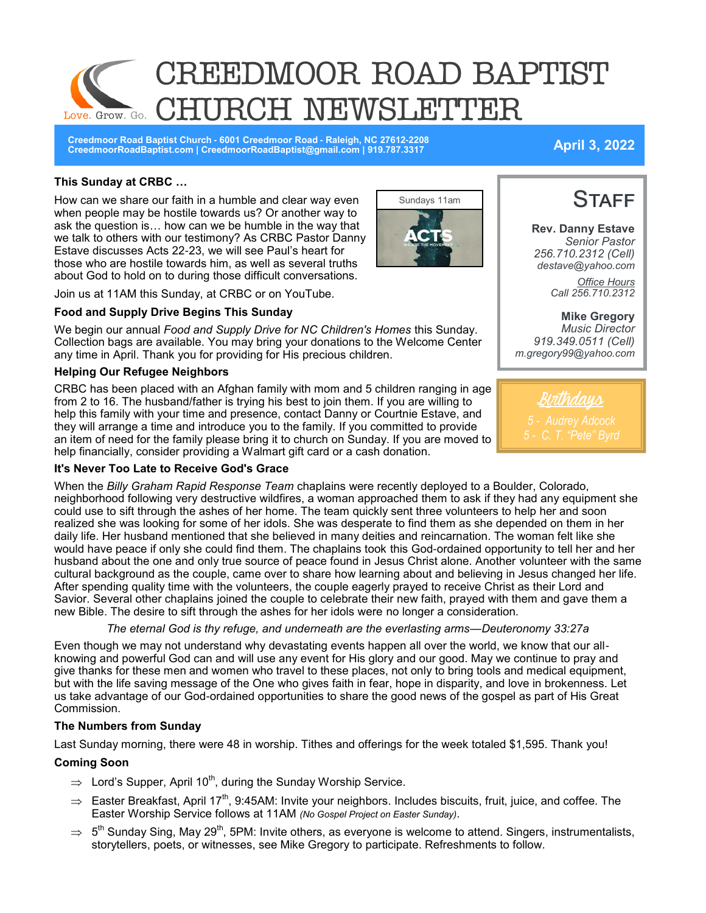# CREEDMOOR ROAD BAPTIST CHURCH NEWSLETTER

Love. Grow. Go.

**Creedmoor Road Baptist Church - 6001 Creedmoor Road - Raleigh, NC 27612-2208**
**CreedmoorRoadBaptist.com | CreedmoorRoadBaptist@gmail.com | 919.787.3317**

**April 3, 2022**

### This Sunday at CRBC …

How can we share our faith in a humble and clear way even when people may be hostile towards us? Or another way to ask the question is… how can we be humble in the way that we talk to others with our testimony? As CRBC Pastor Danny Estave discusses Acts 22-23, we will see Paul's heart for those who are hostile towards him, as well as several truths about God to hold on to during those difficult conversations.

Sundays 11am

ACTS — WE ARE THE MOVEMENT

Join us at 11AM this Sunday, at CRBC or on YouTube.

### Food and Supply Drive Begins This Sunday

We begin our annual *Food and Supply Drive for NC Children's Homes* this Sunday. Collection bags are available. You may bring your donations to the Welcome Center any time in April. Thank you for providing for His precious children.

### Helping Our Refugee Neighbors

CRBC has been placed with an Afghan family with mom and 5 children ranging in age from 2 to 16. The husband/father is trying his best to join them. If you are willing to help this family with your time and presence, contact Danny or Courtnie Estave, and they will arrange a time and introduce you to the family. If you committed to provide an item of need for the family please bring it to church on Sunday. If you are moved to help financially, consider providing a Walmart gift card or a cash donation.

### It's Never Too Late to Receive God's Grace

When the *Billy Graham Rapid Response Team* chaplains were recently deployed to a Boulder, Colorado, neighborhood following very destructive wildfires, a woman approached them to ask if they had any equipment she could use to sift through the ashes of her home. The team quickly sent three volunteers to help her and soon realized she was looking for some of her idols. She was desperate to find them as she depended on them in her daily life. Her husband mentioned that she believed in many deities and reincarnation. The woman felt like she would have peace if only she could find them. The chaplains took this God-ordained opportunity to tell her and her husband about the one and only true source of peace found in Jesus Christ alone. Another volunteer with the same cultural background as the couple, came over to share how learning about and believing in Jesus changed her life. After spending quality time with the volunteers, the couple eagerly prayed to receive Christ as their Lord and Savior. Several other chaplains joined the couple to celebrate their new faith, prayed with them and gave them a new Bible. The desire to sift through the ashes for her idols were no longer a consideration.

*The eternal God is thy refuge, and underneath are the everlasting arms—Deuteronomy 33:27a*

Even though we may not understand why devastating events happen all over the world, we know that our all-knowing and powerful God can and will use any event for His glory and our good. May we continue to pray and give thanks for these men and women who travel to these places, not only to bring tools and medical equipment, but with the life saving message of the One who gives faith in fear, hope in disparity, and love in brokenness. Let us take advantage of our God-ordained opportunities to share the good news of the gospel as part of His Great Commission.

### The Numbers from Sunday

Last Sunday morning, there were 48 in worship. Tithes and offerings for the week totaled $1,595. Thank you!

### Coming Soon

- Lord's Supper, April 10th, during the Sunday Worship Service.
- Easter Breakfast, April 17th, 9:45AM: Invite your neighbors. Includes biscuits, fruit, juice, and coffee. The Easter Worship Service follows at 11AM *(No Gospel Project on Easter Sunday)*.
- 5th Sunday Sing, May 29th, 5PM: Invite others, as everyone is welcome to attend. Singers, instrumentalists, storytellers, poets, or witnesses, see Mike Gregory to participate. Refreshments to follow.

## Staff

**Rev. Danny Estave**
*Senior Pastor*
*256.710.2312 (Cell)*
*destave@yahoo.com*

*Office Hours*
*Call 256.710.2312*

**Mike Gregory**
*Music Director*
*919.349.0511 (Cell)*
*m.gregory99@yahoo.com*

## Birthdays

*5 - Audrey Adcock*
*5 - C. T. "Pete" Byrd*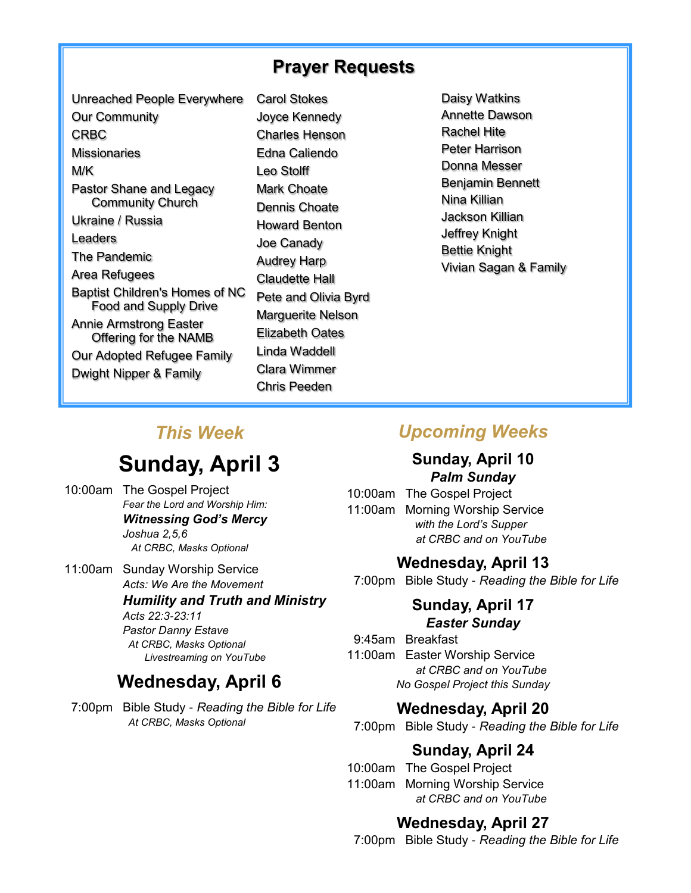## Prayer Requests

- Unreached People Everywhere
- Our Community
- CRBC
- Missionaries
- M/K
- Pastor Shane and Legacy Community Church
- Ukraine / Russia
- Leaders
- The Pandemic
- Area Refugees
- Baptist Children's Homes of NC Food and Supply Drive
- Annie Armstrong Easter Offering for the NAMB
- Our Adopted Refugee Family
- Dwight Nipper & Family
- Carol Stokes
- Joyce Kennedy
- Charles Henson
- Edna Caliendo
- Leo Stolff
- Mark Choate
- Dennis Choate
- Howard Benton
- Joe Canady
- Audrey Harp
- Claudette Hall
- Pete and Olivia Byrd
- Marguerite Nelson
- Elizabeth Oates
- Linda Waddell
- Clara Wimmer
- Chris Peeden
- Daisy Watkins
- Annette Dawson
- Rachel Hite
- Peter Harrison
- Donna Messer
- Benjamin Bennett
- Nina Killian
- Jackson Killian
- Jeffrey Knight
- Bettie Knight
- Vivian Sagan & Family

## *This Week*

### Sunday, April 3

10:00am The Gospel Project
*Fear the Lord and Worship Him:*
***Witnessing God's Mercy***
*Joshua 2,5,6*
*At CRBC, Masks Optional*

11:00am Sunday Worship Service
*Acts: We Are the Movement*
***Humility and Truth and Ministry***
*Acts 22:3-23:11*
*Pastor Danny Estave*
*At CRBC, Masks Optional*
*Livestreaming on YouTube*

### Wednesday, April 6

7:00pm Bible Study - *Reading the Bible for Life*
*At CRBC, Masks Optional*

## *Upcoming Weeks*

### Sunday, April 10
***Palm Sunday***

10:00am The Gospel Project
11:00am Morning Worship Service
*with the Lord's Supper*
*at CRBC and on YouTube*

### Wednesday, April 13

7:00pm Bible Study - *Reading the Bible for Life*

### Sunday, April 17
***Easter Sunday***

9:45am Breakfast
11:00am Easter Worship Service
*at CRBC and on YouTube*
*No Gospel Project this Sunday*

### Wednesday, April 20

7:00pm Bible Study - *Reading the Bible for Life*

### Sunday, April 24

10:00am The Gospel Project
11:00am Morning Worship Service
*at CRBC and on YouTube*

### Wednesday, April 27

7:00pm Bible Study - *Reading the Bible for Life*